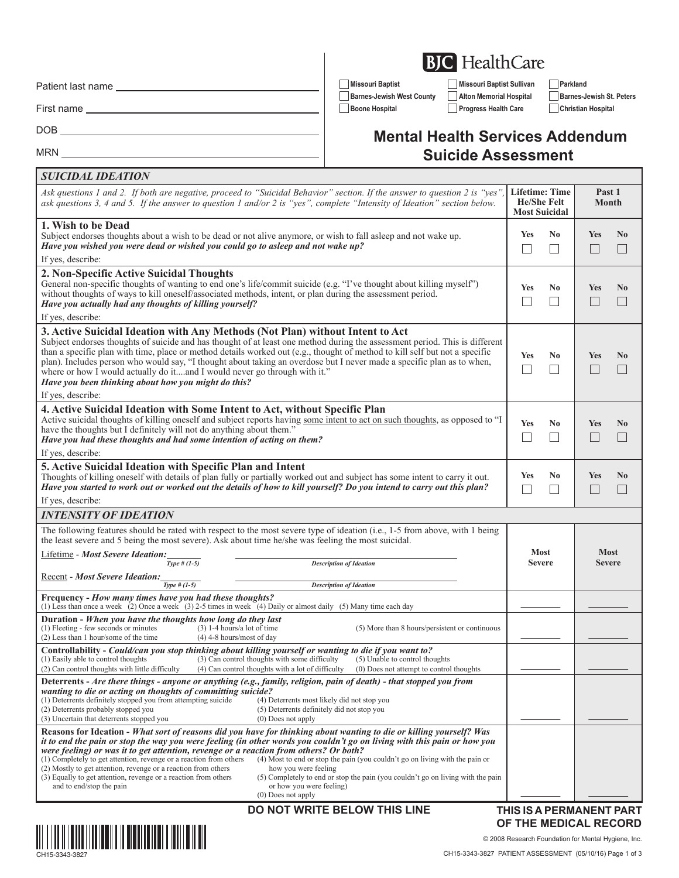Patient last name ______________________

First name ______________________

DOB ______________________

MRN ______________________

BJC HealthCare

- [ ] Missouri Baptist
- [ ] Missouri Baptist Sullivan
- [ ] Parkland
- [ ] Barnes-Jewish West County
- [ ] Alton Memorial Hospital
- [ ] Barnes-Jewish St. Peters
- [ ] Boone Hospital
- [ ] Progress Health Care
- [ ] Christian Hospital

# Mental Health Services Addendum
# Suicide Assessment

## SUICIDAL IDEATION

| *Ask questions 1 and 2. If both are negative, proceed to "Suicidal Behavior" section. If the answer to question 2 is "yes", ask questions 3, 4 and 5. If the answer to question 1 and/or 2 is "yes", complete "Intensity of Ideation" section below.* | Lifetime: Time He/She Felt Most Suicidal | | Past 1 Month | |
|---|---|---|---|---|
| | Yes | No | Yes | No |
| **1. Wish to be Dead**<br>Subject endorses thoughts about a wish to be dead or not alive anymore, or wish to fall asleep and not wake up.<br>***Have you wished you were dead or wished you could go to asleep and not wake up?***<br>If yes, describe: | ☐ | ☐ | ☐ | ☐ |
| **2. Non-Specific Active Suicidal Thoughts**<br>General non-specific thoughts of wanting to end one's life/commit suicide (e.g. "I've thought about killing myself") without thoughts of ways to kill oneself/associated methods, intent, or plan during the assessment period.<br>***Have you actually had any thoughts of killing yourself?***<br>If yes, describe: | ☐ | ☐ | ☐ | ☐ |
| **3. Active Suicidal Ideation with Any Methods (Not Plan) without Intent to Act**<br>Subject endorses thoughts of suicide and has thought of at least one method during the assessment period. This is different than a specific plan with time, place or method details worked out (e.g., thought of method to kill self but not a specific plan). Includes person who would say, "I thought about taking an overdose but I never made a specific plan as to when, where or how I would actually do it....and I would never go through with it."<br>***Have you been thinking about how you might do this?***<br>If yes, describe: | ☐ | ☐ | ☐ | ☐ |
| **4. Active Suicidal Ideation with Some Intent to Act, without Specific Plan**<br>Active suicidal thoughts of killing oneself and subject reports having some intent to act on such thoughts, as opposed to "I have the thoughts but I definitely will not do anything about them."<br>***Have you had these thoughts and had some intention of acting on them?***<br>If yes, describe: | ☐ | ☐ | ☐ | ☐ |
| **5. Active Suicidal Ideation with Specific Plan and Intent**<br>Thoughts of killing oneself with details of plan fully or partially worked out and subject has some intent to carry it out.<br>***Have you started to work out or worked out the details of how to kill yourself? Do you intend to carry out this plan?***<br>If yes, describe: | ☐ | ☐ | ☐ | ☐ |

## INTENSITY OF IDEATION

| The following features should be rated with respect to the most severe type of ideation (i.e., 1-5 from above, with 1 being the least severe and 5 being the most severe). Ask about time he/she was feeling the most suicidal.<br>Lifetime - ***Most Severe Ideation:*** ______ (*Type # (1-5)*) ______________ (*Description of Ideation*)<br>Recent - ***Most Severe Ideation:*** ______ (*Type # (1-5)*) ______________ (*Description of Ideation*) | Most Severe | Most Severe |
|---|---|---|
| **Frequency** - ***How many times have you had these thoughts?***<br>(1) Less than once a week (2) Once a week (3) 2-5 times in week (4) Daily or almost daily (5) Many time each day | ______ | ______ |
| **Duration** - ***When you have the thoughts how long do they last***<br>(1) Fleeting - few seconds or minutes (2) Less than 1 hour/some of the time (3) 1-4 hours/a lot of time (4) 4-8 hours/most of day (5) More than 8 hours/persistent or continuous | ______ | ______ |
| **Controllability** - ***Could/can you stop thinking about killing yourself or wanting to die if you want to?***<br>(1) Easily able to control thoughts (2) Can control thoughts with little difficulty (3) Can control thoughts with some difficulty (4) Can control thoughts with a lot of difficulty (5) Unable to control thoughts (0) Does not attempt to control thoughts | ______ | ______ |
| **Deterrents** - ***Are there things - anyone or anything (e.g., family, religion, pain of death) - that stopped you from wanting to die or acting on thoughts of committing suicide?***<br>(1) Deterrents definitely stopped you from attempting suicide (2) Deterrents probably stopped you (3) Uncertain that deterrents stopped you (4) Deterrents most likely did not stop you (5) Deterrents definitely did not stop you (0) Does not apply | ______ | ______ |
| **Reasons for Ideation** - ***What sort of reasons did you have for thinking about wanting to die or killing yourself? Was it to end the pain or stop the way you were feeling (in other words you couldn't go on living with this pain or how you were feeling) or was it to get attention, revenge or a reaction from others? Or both?***<br>(1) Completely to get attention, revenge or a reaction from others (2) Mostly to get attention, revenge or a reaction from others (3) Equally to get attention, revenge or a reaction from others and to end/stop the pain (4) Most to end or stop the pain (you couldn't go on living with the pain or how you were feeling (5) Completely to end or stop the pain (you couldn't go on living with the pain or how you were feeling) (0) Does not apply | ______ | ______ |

**DO NOT WRITE BELOW THIS LINE**

**THIS IS A PERMANENT PART OF THE MEDICAL RECORD**

© 2008 Research Foundation for Mental Hygiene, Inc.

CH15-3343-3827 PATIENT ASSESSMENT (05/10/16)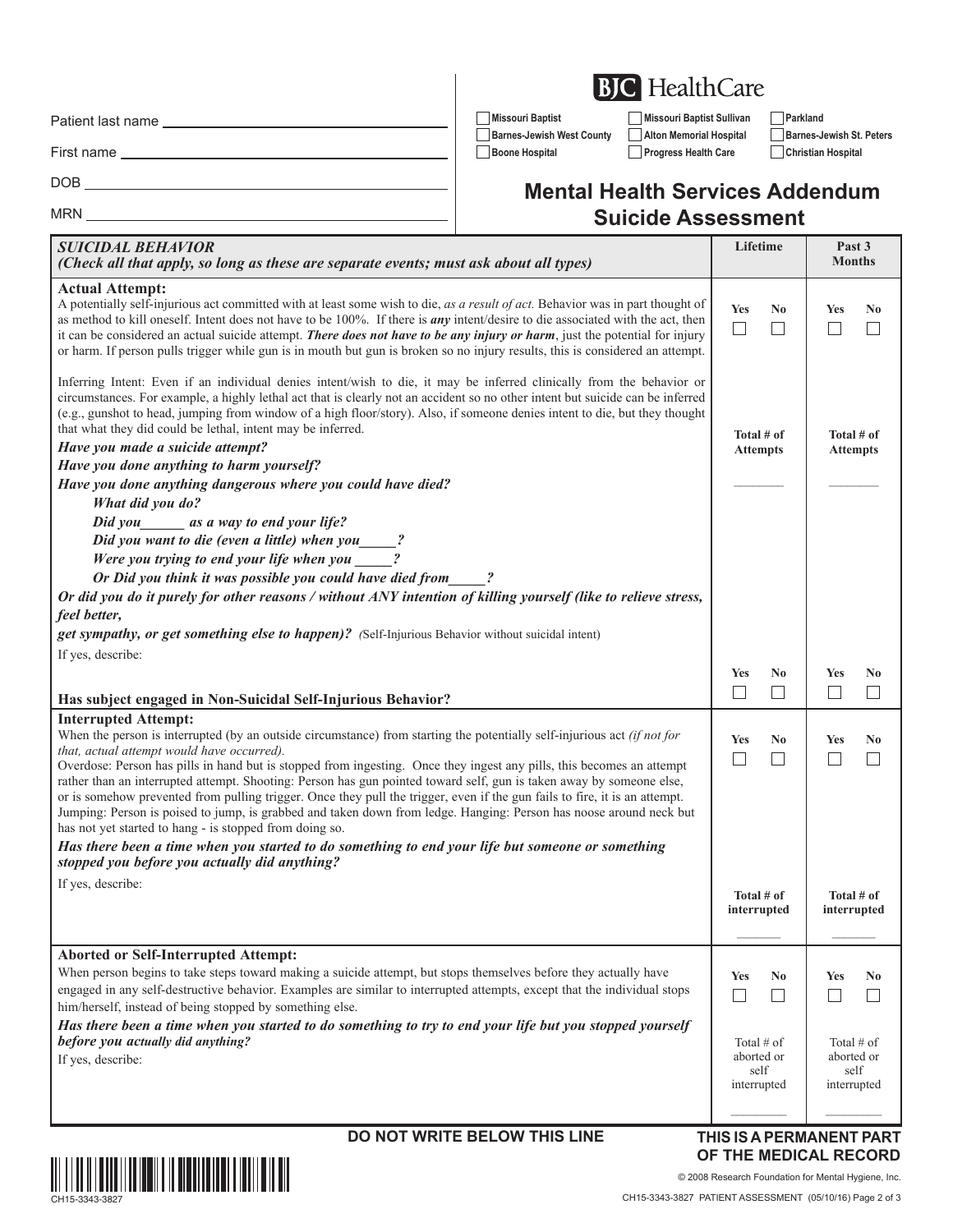Patient last name ______________________

First name ______________________

DOB ______________________

MRN ______________________

BJC HealthCare

- [ ] Missouri Baptist
- [ ] Missouri Baptist Sullivan
- [ ] Parkland
- [ ] Barnes-Jewish West County
- [ ] Alton Memorial Hospital
- [ ] Barnes-Jewish St. Peters
- [ ] Boone Hospital
- [ ] Progress Health Care
- [ ] Christian Hospital

# Mental Health Services Addendum Suicide Assessment

| ***SUICIDAL BEHAVIOR*** ***(Check all that apply, so long as these are separate events; must ask about all types)*** | **Lifetime** | **Past 3 Months** |
|---|---|---|
| **Actual Attempt:** A potentially self-injurious act committed with at least some wish to die, *as a result of act.* Behavior was in part thought of as method to kill oneself. Intent does not have to be 100%. If there is ***any*** intent/desire to die associated with the act, then it can be considered an actual suicide attempt. ***There does not have to be any injury or harm***, just the potential for injury or harm. If person pulls trigger while gun is in mouth but gun is broken so no injury results, this is considered an attempt.<br><br>Inferring Intent: Even if an individual denies intent/wish to die, it may be inferred clinically from the behavior or circumstances. For example, a highly lethal act that is clearly not an accident so no other intent but suicide can be inferred (e.g., gunshot to head, jumping from window of a high floor/story). Also, if someone denies intent to die, but they thought that what they did could be lethal, intent may be inferred.<br>***Have you made a suicide attempt?***<br>***Have you done anything to harm yourself?***<br>***Have you done anything dangerous where you could have died?***<br>***What did you do?***<br>***Did you______ as a way to end your life?***<br>***Did you want to die (even a little) when you_____?***<br>***Were you trying to end your life when you _____?***<br>***Or Did you think it was possible you could have died from_____?***<br>***Or did you do it purely for other reasons / without ANY intention of killing yourself (like to relieve stress, feel better, get sympathy, or get something else to happen)?*** *(*Self-Injurious Behavior without suicidal intent)<br>If yes, describe: | Yes ☐ No ☐<br><br>Total # of Attempts<br>_______ | Yes ☐ No ☐<br><br>Total # of Attempts<br>_______ |
| **Has subject engaged in Non-Suicidal Self-Injurious Behavior?** | Yes ☐ No ☐ | Yes ☐ No ☐ |
| **Interrupted Attempt:** When the person is interrupted (by an outside circumstance) from starting the potentially self-injurious act *(if not for that, actual attempt would have occurred).*<br>Overdose: Person has pills in hand but is stopped from ingesting. Once they ingest any pills, this becomes an attempt rather than an interrupted attempt. Shooting: Person has gun pointed toward self, gun is taken away by someone else, or is somehow prevented from pulling trigger. Once they pull the trigger, even if the gun fails to fire, it is an attempt. Jumping: Person is poised to jump, is grabbed and taken down from ledge. Hanging: Person has noose around neck but has not yet started to hang - is stopped from doing so.<br>***Has there been a time when you started to do something to end your life but someone or something stopped you before you actually did anything?***<br>If yes, describe: | Yes ☐ No ☐<br><br>Total # of interrupted<br>_______ | Yes ☐ No ☐<br><br>Total # of interrupted<br>_______ |
| **Aborted or Self-Interrupted Attempt:** When person begins to take steps toward making a suicide attempt, but stops themselves before they actually have engaged in any self-destructive behavior. Examples are similar to interrupted attempts, except that the individual stops him/herself, instead of being stopped by something else.<br>***Has there been a time when you started to do something to try to end your life but you stopped yourself before you actually did anything?***<br>If yes, describe: | Yes ☐ No ☐<br><br>Total # of aborted or self interrupted<br>_______ | Yes ☐ No ☐<br><br>Total # of aborted or self interrupted<br>_______ |

**DO NOT WRITE BELOW THIS LINE**

**THIS IS A PERMANENT PART OF THE MEDICAL RECORD**

CH15-3343-3827

© 2008 Research Foundation for Mental Hygiene, Inc.

CH15-3343-3827 PATIENT ASSESSMENT (05/10/16)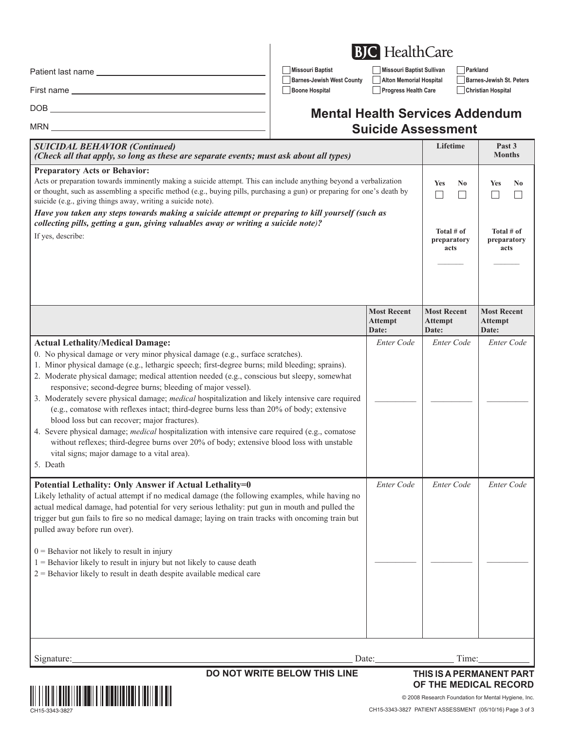Patient last name ______________________

First name ______________________

DOB ______________________

MRN ______________________

BJC HealthCare

- [ ] Missouri Baptist
- [ ] Barnes-Jewish West County
- [ ] Boone Hospital
- [ ] Missouri Baptist Sullivan
- [ ] Alton Memorial Hospital
- [ ] Progress Health Care
- [ ] Parkland
- [ ] Barnes-Jewish St. Peters
- [ ] Christian Hospital

# Mental Health Services Addendum
# Suicide Assessment

| ***SUICIDAL BEHAVIOR (Continued)*** ***(Check all that apply, so long as these are separate events; must ask about all types)*** | **Lifetime** | **Past 3 Months** |
|---|---|---|
| **Preparatory Acts or Behavior:** Acts or preparation towards imminently making a suicide attempt. This can include anything beyond a verbalization or thought, such as assembling a specific method (e.g., buying pills, purchasing a gun) or preparing for one's death by suicide (e.g., giving things away, writing a suicide note). ***Have you taken any steps towards making a suicide attempt or preparing to kill yourself (such as collecting pills, getting a gun, giving valuables away or writing a suicide note)?*** If yes, describe: | **Yes** ☐ **No** ☐ **Total # of preparatory acts** ______ | **Yes** ☐ **No** ☐ **Total # of preparatory acts** ______ |

| | **Most Recent Attempt Date:** | **Most Recent Attempt Date:** | **Most Recent Attempt Date:** |
|---|---|---|---|
| **Actual Lethality/Medical Damage:** 0. No physical damage or very minor physical damage (e.g., surface scratches). 1. Minor physical damage (e.g., lethargic speech; first-degree burns; mild bleeding; sprains). 2. Moderate physical damage; medical attention needed (e.g., conscious but sleepy, somewhat responsive; second-degree burns; bleeding of major vessel). 3. Moderately severe physical damage; *medical* hospitalization and likely intensive care required (e.g., comatose with reflexes intact; third-degree burns less than 20% of body; extensive blood loss but can recover; major fractures). 4. Severe physical damage; *medical* hospitalization with intensive care required (e.g., comatose without reflexes; third-degree burns over 20% of body; extensive blood loss with unstable vital signs; major damage to a vital area). 5. Death | *Enter Code* ______ | *Enter Code* ______ | *Enter Code* ______ |
| **Potential Lethality: Only Answer if Actual Lethality=0** Likely lethality of actual attempt if no medical damage (the following examples, while having no actual medical damage, had potential for very serious lethality: put gun in mouth and pulled the trigger but gun fails to fire so no medical damage; laying on train tracks with oncoming train but pulled away before run over). 0 = Behavior not likely to result in injury 1 = Behavior likely to result in injury but not likely to cause death 2 = Behavior likely to result in death despite available medical care | *Enter Code* ______ | *Enter Code* ______ | *Enter Code* ______ |

Signature: ______________________ Date: ______________ Time: ______________

**DO NOT WRITE BELOW THIS LINE**

**THIS IS A PERMANENT PART OF THE MEDICAL RECORD**

CH15-3343-3827

© 2008 Research Foundation for Mental Hygiene, Inc.

CH15-3343-3827 PATIENT ASSESSMENT (05/10/16)